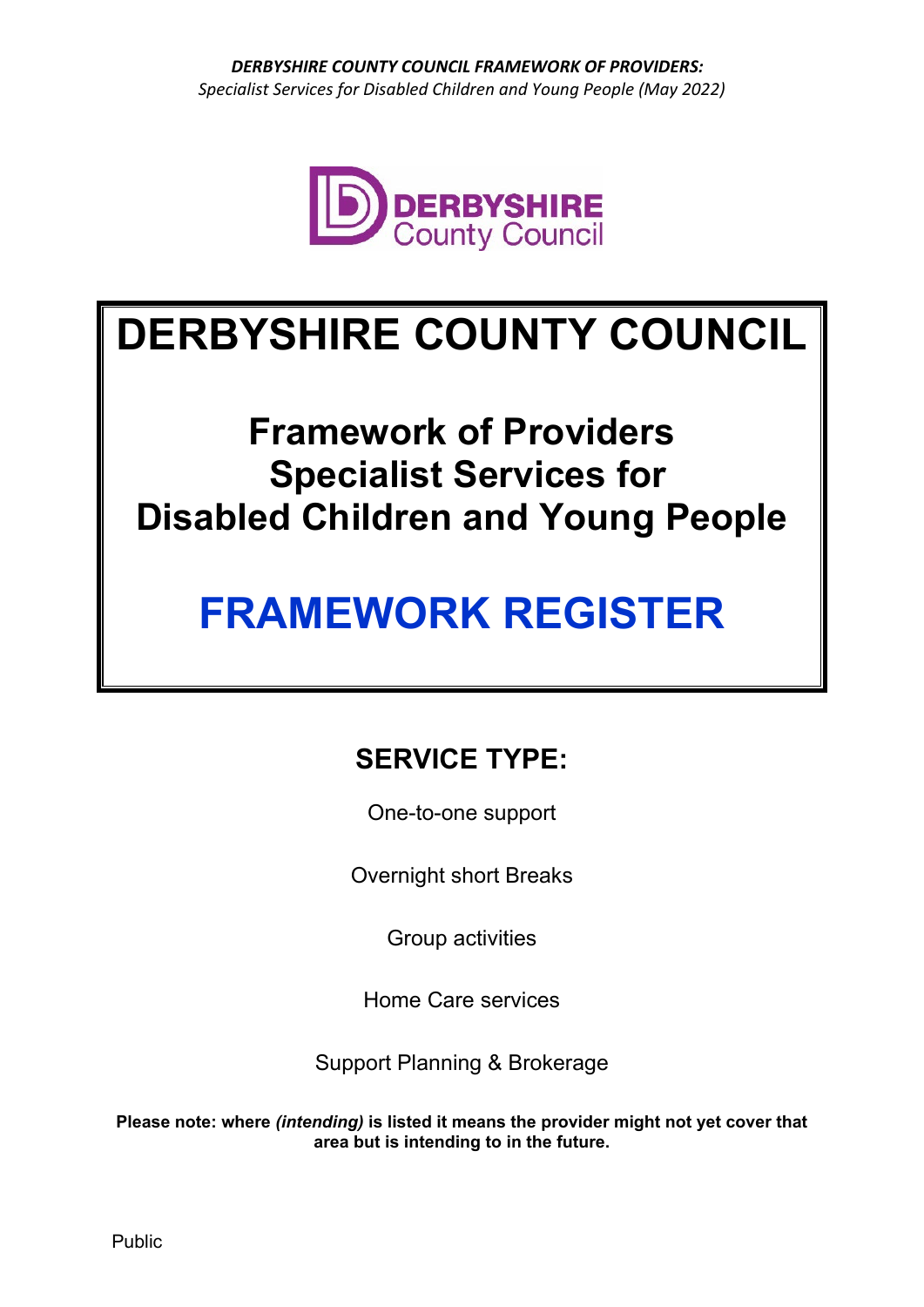# DERBYSHIRE COUNTY COUNCIL

## Framework of Providers
## Specialist Services for
## Disabled Children and Young People

# FRAMEWORK REGISTER

## SERVICE TYPE:

One-to-one support

Overnight short Breaks

Group activities

Home Care services

Support Planning & Brokerage

**Please note: where *(intending)* is listed it means the provider might not yet cover that area but is intending to in the future.**

Public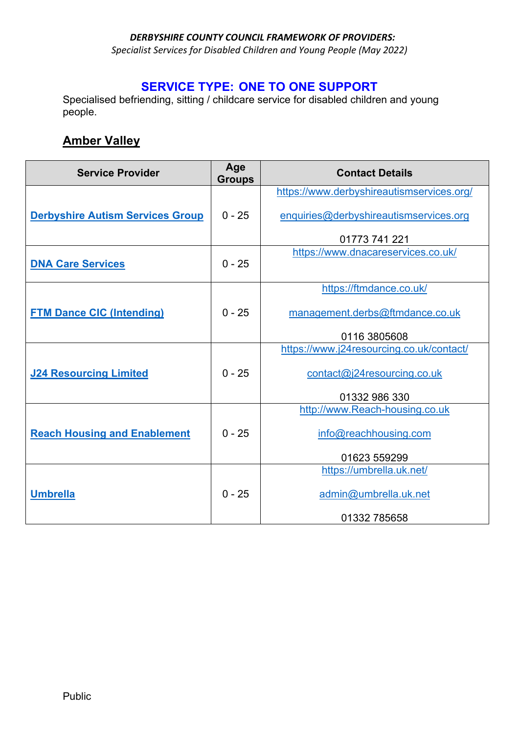***DERBYSHIRE COUNTY COUNCIL FRAMEWORK OF PROVIDERS:***
*Specialist Services for Disabled Children and Young People (May 2022)*

## SERVICE TYPE: ONE TO ONE SUPPORT

Specialised befriending, sitting / childcare service for disabled children and young people.

### Amber Valley

| Service Provider | Age Groups | Contact Details |
|---|---|---|
| **Derbyshire Autism Services Group** | 0 - 25 | https://www.derbyshireautismservices.org/<br><br>enquiries@derbyshireautismservices.org<br><br>01773 741 221 |
| **DNA Care Services** | 0 - 25 | https://www.dnacareservices.co.uk/ |
| **FTM Dance CIC (Intending)** | 0 - 25 | https://ftmdance.co.uk/<br><br>management.derbs@ftmdance.co.uk<br><br>0116 3805608 |
| **J24 Resourcing Limited** | 0 - 25 | https://www.j24resourcing.co.uk/contact/<br><br>contact@j24resourcing.co.uk<br><br>01332 986 330 |
| **Reach Housing and Enablement** | 0 - 25 | http://www.Reach-housing.co.uk<br><br>info@reachhousing.com<br><br>01623 559299 |
| **Umbrella** | 0 - 25 | https://umbrella.uk.net/<br><br>admin@umbrella.uk.net<br><br>01332 785658 |

Public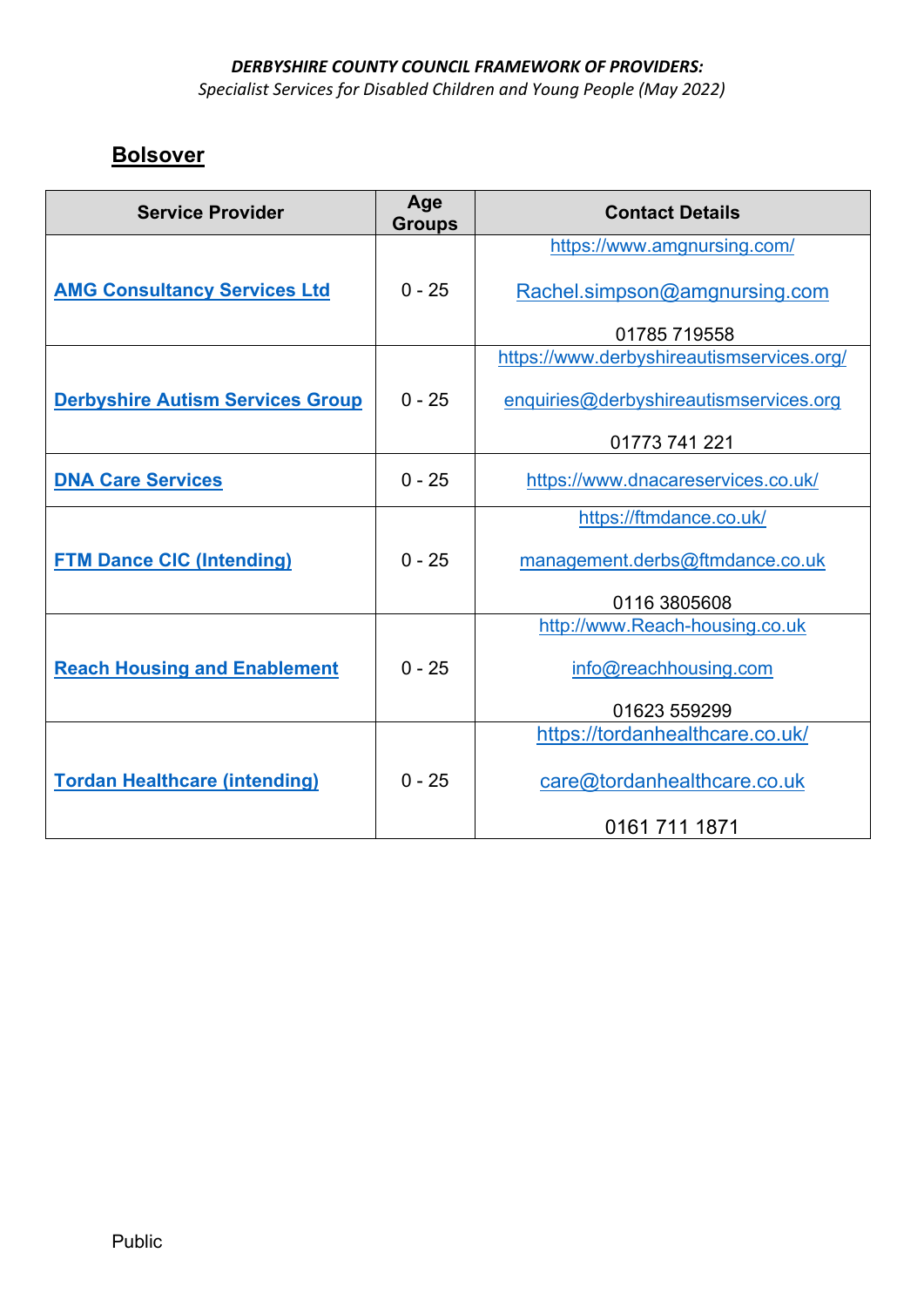*DERBYSHIRE COUNTY COUNCIL FRAMEWORK OF PROVIDERS:*
*Specialist Services for Disabled Children and Young People (May 2022)*

## Bolsover

| Service Provider | Age Groups | Contact Details |
|---|---|---|
| **AMG Consultancy Services Ltd** | 0 - 25 | https://www.amgnursing.com/<br><br>Rachel.simpson@amgnursing.com<br><br>01785 719558 |
| **Derbyshire Autism Services Group** | 0 - 25 | https://www.derbyshireautismservices.org/<br><br>enquiries@derbyshireautismservices.org<br><br>01773 741 221 |
| **DNA Care Services** | 0 - 25 | https://www.dnacareservices.co.uk/ |
| **FTM Dance CIC (Intending)** | 0 - 25 | https://ftmdance.co.uk/<br><br>management.derbs@ftmdance.co.uk<br><br>0116 3805608 |
| **Reach Housing and Enablement** | 0 - 25 | http://www.Reach-housing.co.uk<br><br>info@reachhousing.com<br><br>01623 559299 |
| **Tordan Healthcare (intending)** | 0 - 25 | https://tordanhealthcare.co.uk/<br><br>care@tordanhealthcare.co.uk<br><br>0161 711 1871 |

Public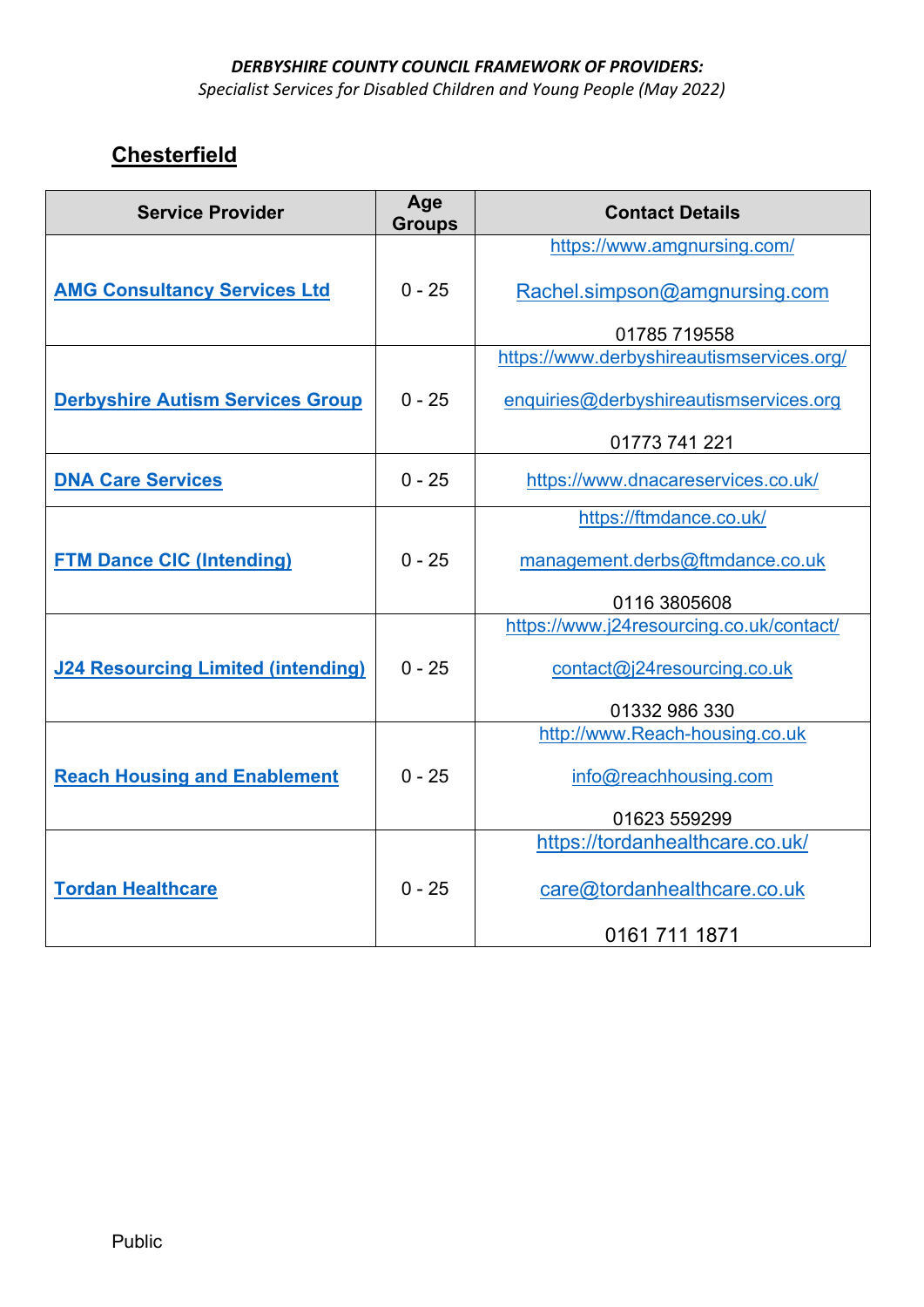*DERBYSHIRE COUNTY COUNCIL FRAMEWORK OF PROVIDERS:*
*Specialist Services for Disabled Children and Young People (May 2022)*

## Chesterfield

| Service Provider | Age Groups | Contact Details |
|---|---|---|
| **AMG Consultancy Services Ltd** | 0 - 25 | https://www.amgnursing.com/<br><br>Rachel.simpson@amgnursing.com<br><br>01785 719558 |
| **Derbyshire Autism Services Group** | 0 - 25 | https://www.derbyshireautismservices.org/<br><br>enquiries@derbyshireautismservices.org<br><br>01773 741 221 |
| **DNA Care Services** | 0 - 25 | https://www.dnacareservices.co.uk/ |
| **FTM Dance CIC (Intending)** | 0 - 25 | https://ftmdance.co.uk/<br><br>management.derbs@ftmdance.co.uk<br><br>0116 3805608 |
| **J24 Resourcing Limited (intending)** | 0 - 25 | https://www.j24resourcing.co.uk/contact/<br><br>contact@j24resourcing.co.uk<br><br>01332 986 330 |
| **Reach Housing and Enablement** | 0 - 25 | http://www.Reach-housing.co.uk<br><br>info@reachhousing.com<br><br>01623 559299 |
| **Tordan Healthcare** | 0 - 25 | https://tordanhealthcare.co.uk/<br><br>care@tordanhealthcare.co.uk<br><br>0161 711 1871 |

Public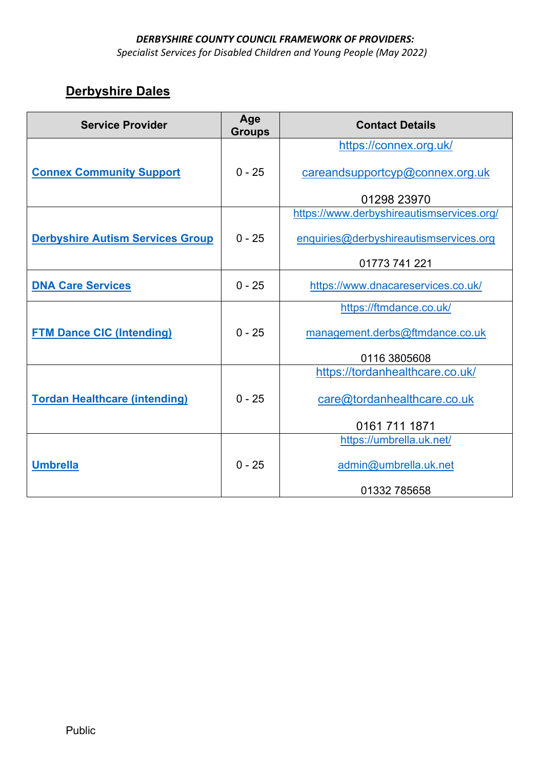*DERBYSHIRE COUNTY COUNCIL FRAMEWORK OF PROVIDERS:*
*Specialist Services for Disabled Children and Young People (May 2022)*

## Derbyshire Dales

| Service Provider | Age Groups | Contact Details |
|---|---|---|
| **Connex Community Support** | 0 - 25 | https://connex.org.uk/ careandsupportcyp@connex.org.uk 01298 23970 |
| **Derbyshire Autism Services Group** | 0 - 25 | https://www.derbyshireautismservices.org/ enquiries@derbyshireautismservices.org 01773 741 221 |
| **DNA Care Services** | 0 - 25 | https://www.dnacareservices.co.uk/ |
| **FTM Dance CIC (Intending)** | 0 - 25 | https://ftmdance.co.uk/ management.derbs@ftmdance.co.uk 0116 3805608 |
| **Tordan Healthcare (intending)** | 0 - 25 | https://tordanhealthcare.co.uk/ care@tordanhealthcare.co.uk 0161 711 1871 |
| **Umbrella** | 0 - 25 | https://umbrella.uk.net/ admin@umbrella.uk.net 01332 785658 |

Public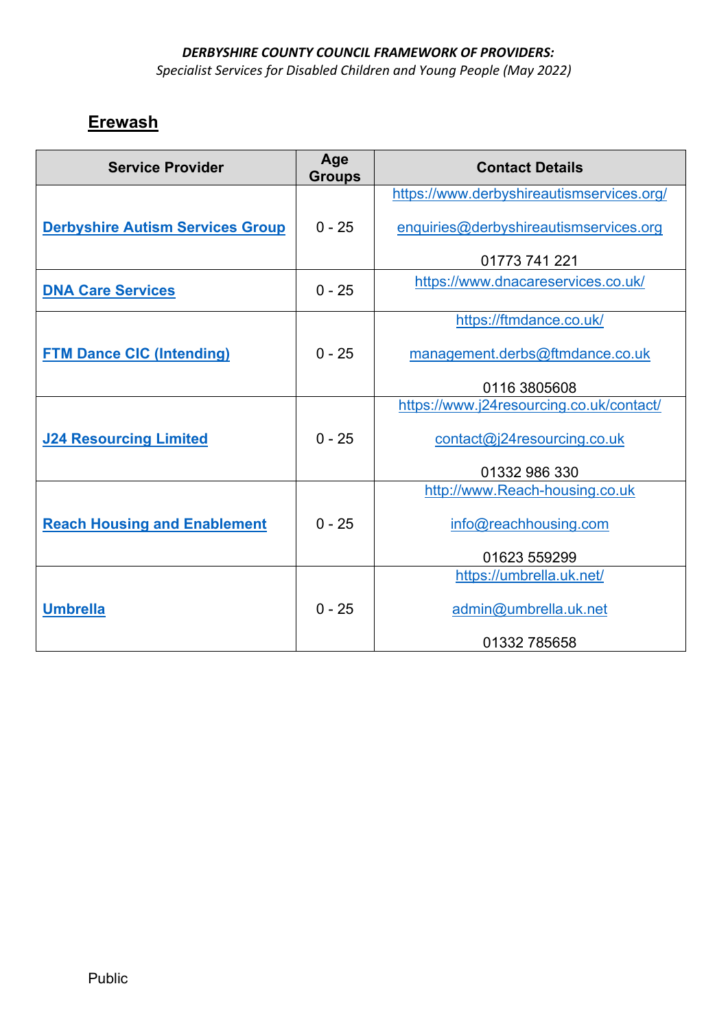***DERBYSHIRE COUNTY COUNCIL FRAMEWORK OF PROVIDERS:***
*Specialist Services for Disabled Children and Young People (May 2022)*

## Erewash

| Service Provider | Age Groups | Contact Details |
|---|---|---|
| **Derbyshire Autism Services Group** | 0 - 25 | https://www.derbyshireautismservices.org/ <br> enquiries@derbyshireautismservices.org <br> 01773 741 221 |
| **DNA Care Services** | 0 - 25 | https://www.dnacareservices.co.uk/ |
| **FTM Dance CIC (Intending)** | 0 - 25 | https://ftmdance.co.uk/ <br> management.derbs@ftmdance.co.uk <br> 0116 3805608 |
| **J24 Resourcing Limited** | 0 - 25 | https://www.j24resourcing.co.uk/contact/ <br> contact@j24resourcing.co.uk <br> 01332 986 330 |
| **Reach Housing and Enablement** | 0 - 25 | http://www.Reach-housing.co.uk <br> info@reachhousing.com <br> 01623 559299 |
| **Umbrella** | 0 - 25 | https://umbrella.uk.net/ <br> admin@umbrella.uk.net <br> 01332 785658 |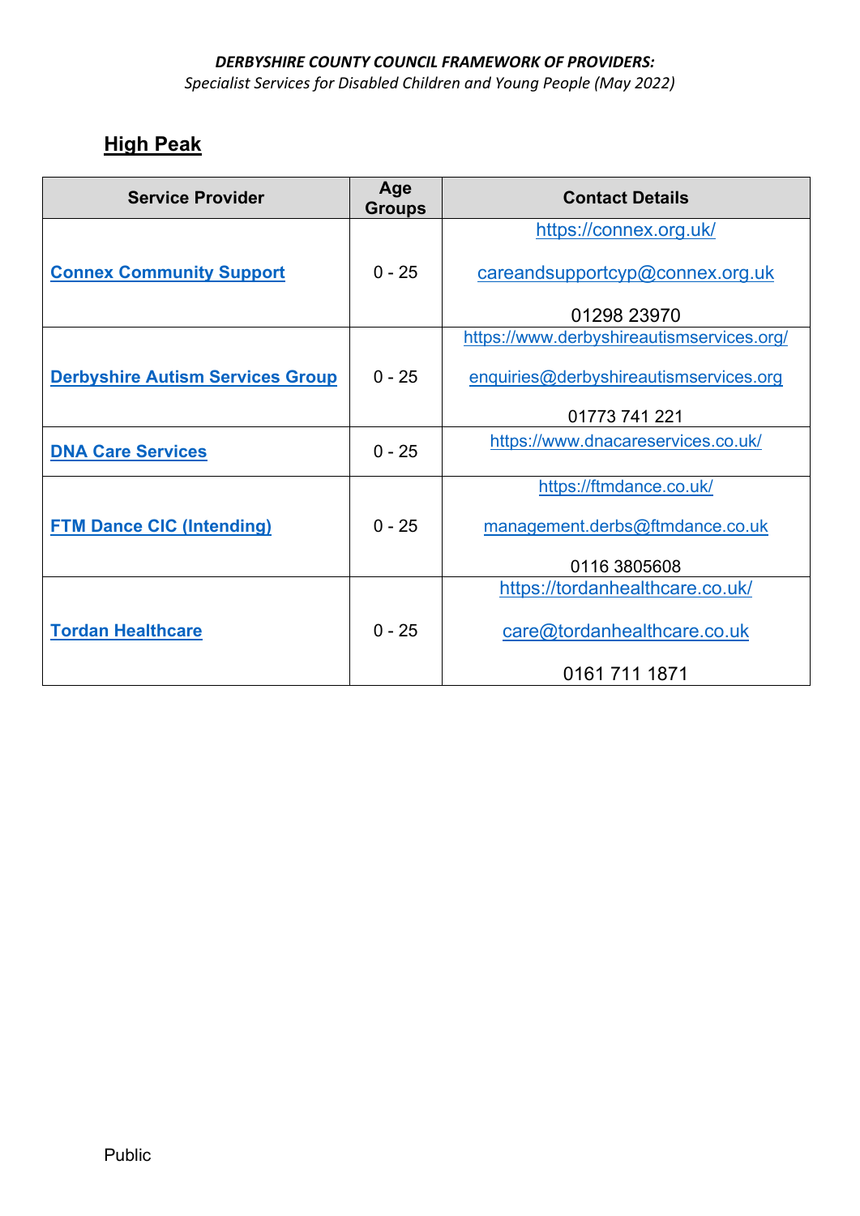*DERBYSHIRE COUNTY COUNCIL FRAMEWORK OF PROVIDERS:*
*Specialist Services for Disabled Children and Young People (May 2022)*

## High Peak

| Service Provider | Age Groups | Contact Details |
|---|---|---|
| **Connex Community Support** | 0 - 25 | https://connex.org.uk/ <br> careandsupportcyp@connex.org.uk <br> 01298 23970 |
| **Derbyshire Autism Services Group** | 0 - 25 | https://www.derbyshireautismservices.org/ <br> enquiries@derbyshireautismservices.org <br> 01773 741 221 |
| **DNA Care Services** | 0 - 25 | https://www.dnacareservices.co.uk/ |
| **FTM Dance CIC (Intending)** | 0 - 25 | https://ftmdance.co.uk/ <br> management.derbs@ftmdance.co.uk <br> 0116 3805608 |
| **Tordan Healthcare** | 0 - 25 | https://tordanhealthcare.co.uk/ <br> care@tordanhealthcare.co.uk <br> 0161 711 1871 |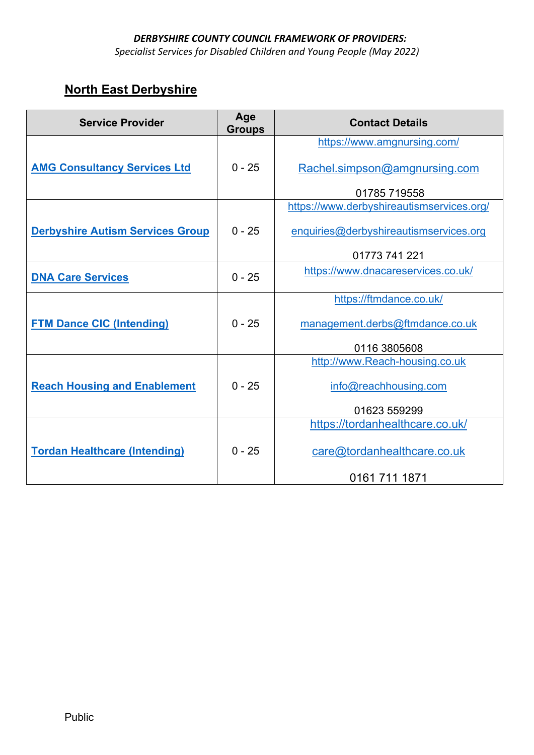***DERBYSHIRE COUNTY COUNCIL FRAMEWORK OF PROVIDERS:***
*Specialist Services for Disabled Children and Young People (May 2022)*

## North East Derbyshire

| Service Provider | Age Groups | Contact Details |
|---|---|---|
| **AMG Consultancy Services Ltd** | 0 - 25 | https://www.amgnursing.com/<br><br>Rachel.simpson@amgnursing.com<br><br>01785 719558 |
| **Derbyshire Autism Services Group** | 0 - 25 | https://www.derbyshireautismservices.org/<br><br>enquiries@derbyshireautismservices.org<br><br>01773 741 221 |
| **DNA Care Services** | 0 - 25 | https://www.dnacareservices.co.uk/ |
| **FTM Dance CIC (Intending)** | 0 - 25 | https://ftmdance.co.uk/<br><br>management.derbs@ftmdance.co.uk<br><br>0116 3805608 |
| **Reach Housing and Enablement** | 0 - 25 | http://www.Reach-housing.co.uk<br><br>info@reachhousing.com<br><br>01623 559299 |
| **Tordan Healthcare (Intending)** | 0 - 25 | https://tordanhealthcare.co.uk/<br><br>care@tordanhealthcare.co.uk<br><br>0161 711 1871 |

Public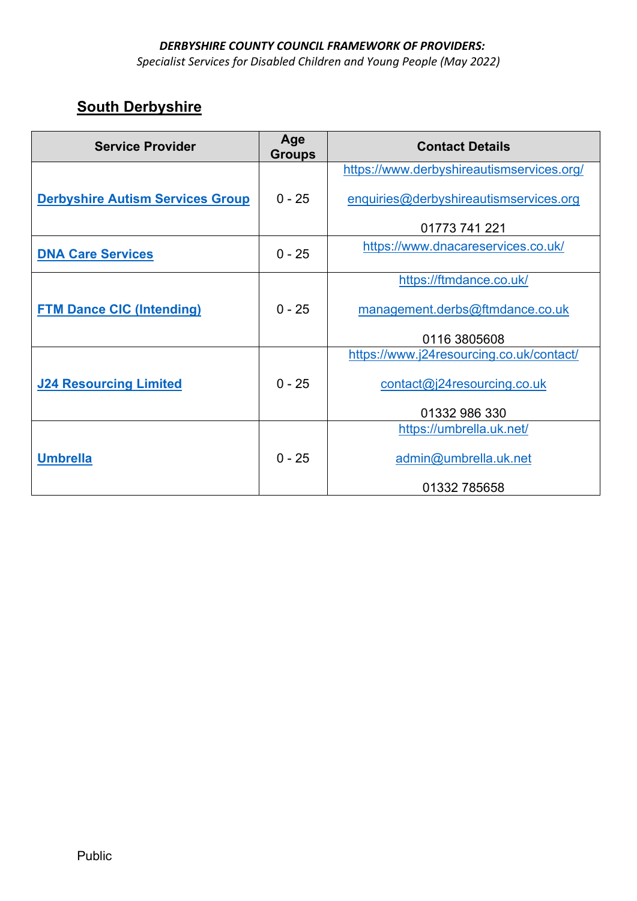***DERBYSHIRE COUNTY COUNCIL FRAMEWORK OF PROVIDERS:***
*Specialist Services for Disabled Children and Young People (May 2022)*

## South Derbyshire

| Service Provider | Age Groups | Contact Details |
|---|---|---|
| **Derbyshire Autism Services Group** | 0 - 25 | https://www.derbyshireautismservices.org/<br><br>enquiries@derbyshireautismservices.org<br><br>01773 741 221 |
| **DNA Care Services** | 0 - 25 | https://www.dnacareservices.co.uk/ |
| **FTM Dance CIC (Intending)** | 0 - 25 | https://ftmdance.co.uk/<br><br>management.derbs@ftmdance.co.uk<br><br>0116 3805608 |
| **J24 Resourcing Limited** | 0 - 25 | https://www.j24resourcing.co.uk/contact/<br><br>contact@j24resourcing.co.uk<br><br>01332 986 330 |
| **Umbrella** | 0 - 25 | https://umbrella.uk.net/<br><br>admin@umbrella.uk.net<br><br>01332 785658 |

Public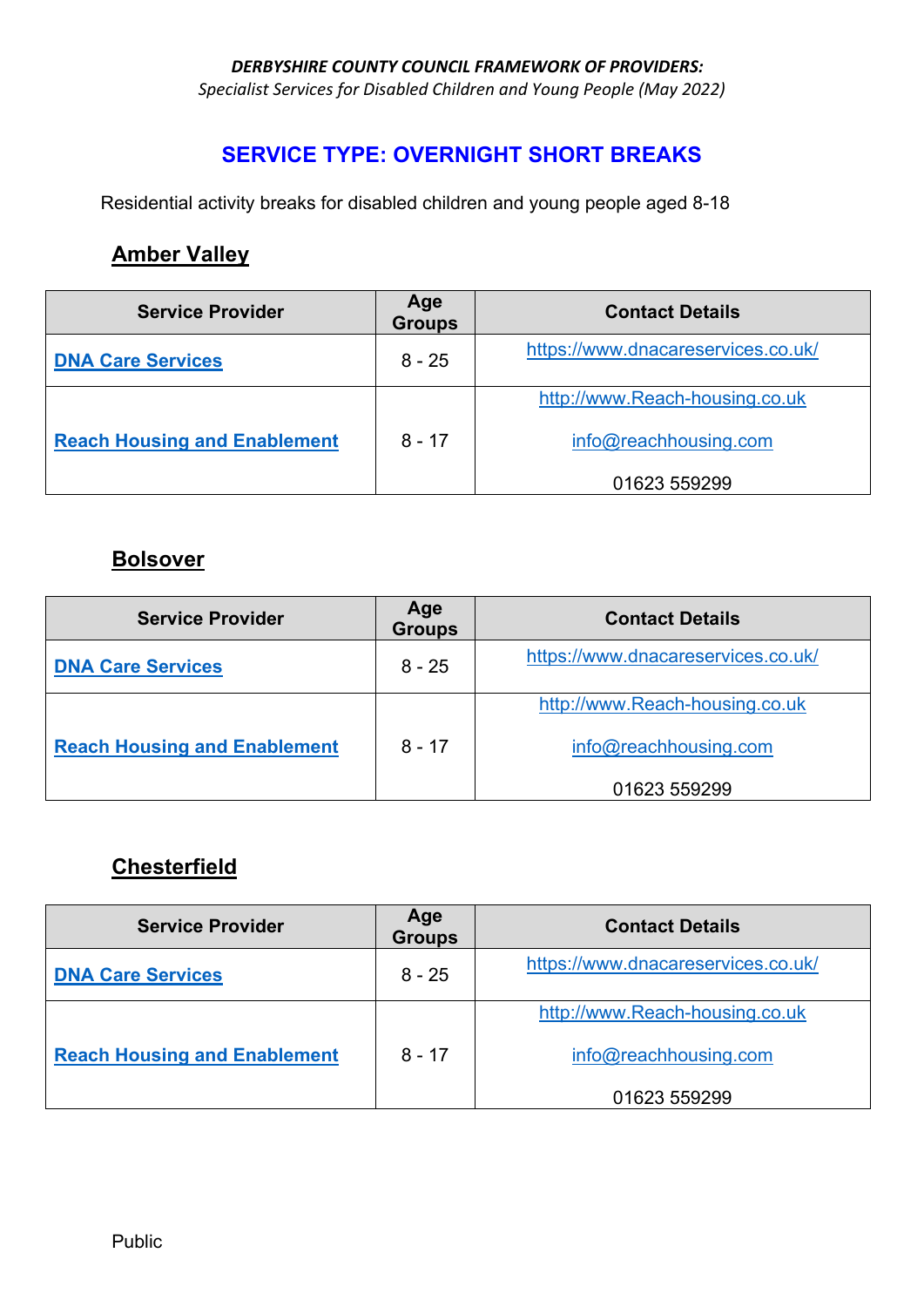*DERBYSHIRE COUNTY COUNCIL FRAMEWORK OF PROVIDERS:*
*Specialist Services for Disabled Children and Young People (May 2022)*

## SERVICE TYPE: OVERNIGHT SHORT BREAKS

Residential activity breaks for disabled children and young people aged 8-18

### Amber Valley

| Service Provider | Age Groups | Contact Details |
|---|---|---|
| **DNA Care Services** | 8 - 25 | https://www.dnacareservices.co.uk/ |
| **Reach Housing and Enablement** | 8 - 17 | http://www.Reach-housing.co.uk<br>info@reachhousing.com<br>01623 559299 |

### Bolsover

| Service Provider | Age Groups | Contact Details |
|---|---|---|
| **DNA Care Services** | 8 - 25 | https://www.dnacareservices.co.uk/ |
| **Reach Housing and Enablement** | 8 - 17 | http://www.Reach-housing.co.uk<br>info@reachhousing.com<br>01623 559299 |

### Chesterfield

| Service Provider | Age Groups | Contact Details |
|---|---|---|
| **DNA Care Services** | 8 - 25 | https://www.dnacareservices.co.uk/ |
| **Reach Housing and Enablement** | 8 - 17 | http://www.Reach-housing.co.uk<br>info@reachhousing.com<br>01623 559299 |

Public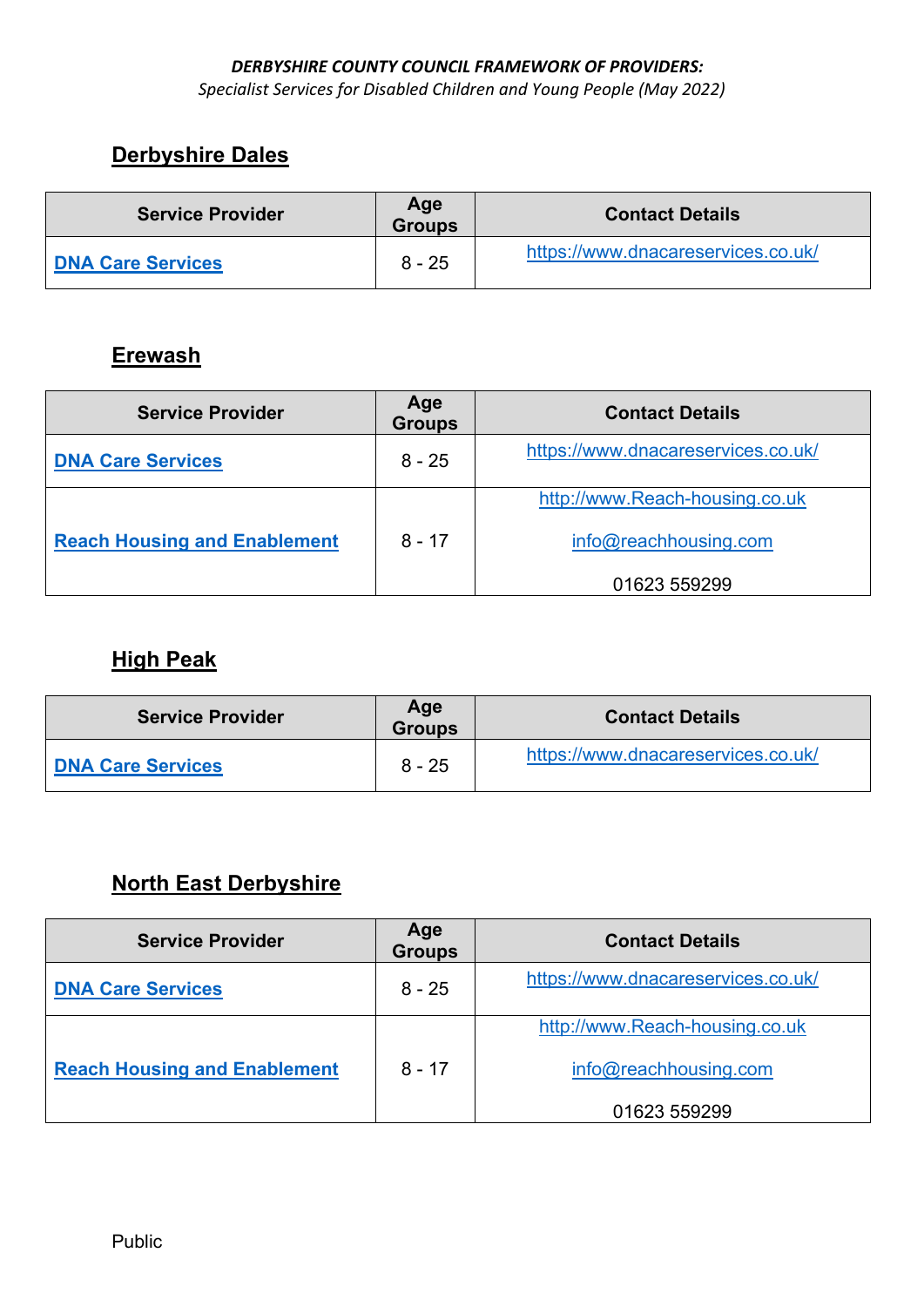***DERBYSHIRE COUNTY COUNCIL FRAMEWORK OF PROVIDERS:***
*Specialist Services for Disabled Children and Young People (May 2022)*

## Derbyshire Dales

| Service Provider | Age Groups | Contact Details |
|---|---|---|
| DNA Care Services | 8 - 25 | https://www.dnacareservices.co.uk/ |

## Erewash

| Service Provider | Age Groups | Contact Details |
|---|---|---|
| DNA Care Services | 8 - 25 | https://www.dnacareservices.co.uk/ |
| Reach Housing and Enablement | 8 - 17 | http://www.Reach-housing.co.uk<br>info@reachhousing.com<br>01623 559299 |

## High Peak

| Service Provider | Age Groups | Contact Details |
|---|---|---|
| DNA Care Services | 8 - 25 | https://www.dnacareservices.co.uk/ |

## North East Derbyshire

| Service Provider | Age Groups | Contact Details |
|---|---|---|
| DNA Care Services | 8 - 25 | https://www.dnacareservices.co.uk/ |
| Reach Housing and Enablement | 8 - 17 | http://www.Reach-housing.co.uk<br>info@reachhousing.com<br>01623 559299 |

Public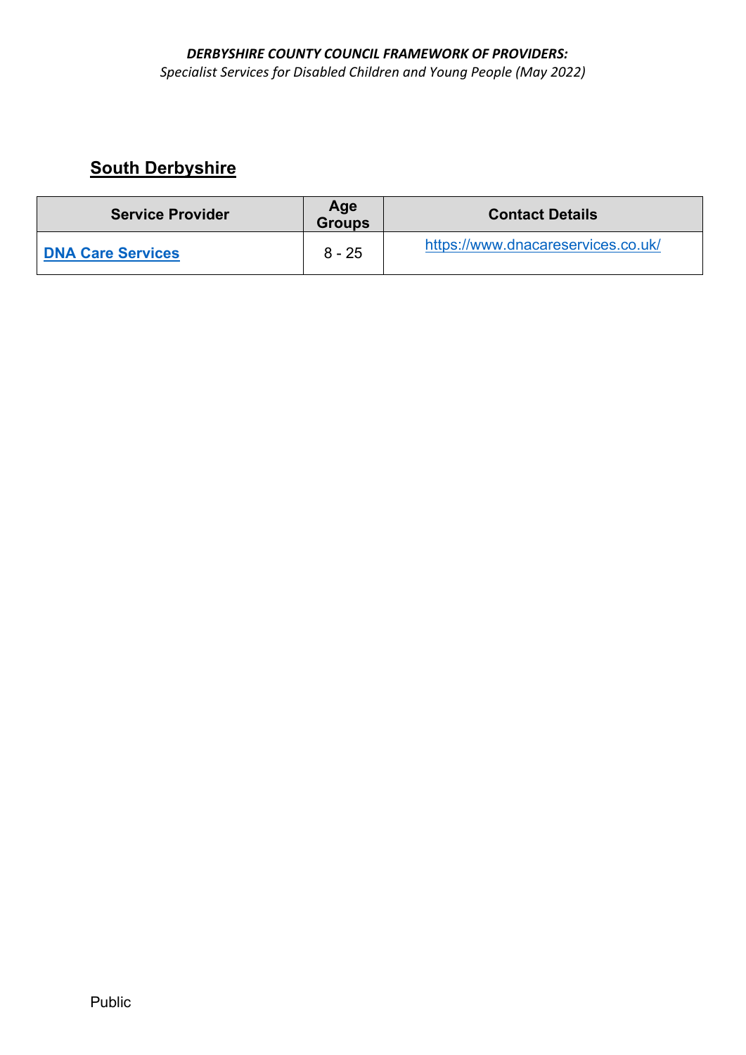## South Derbyshire

| Service Provider | Age Groups | Contact Details |
|---|---|---|
| **DNA Care Services** | 8 - 25 | https://www.dnacareservices.co.uk/ |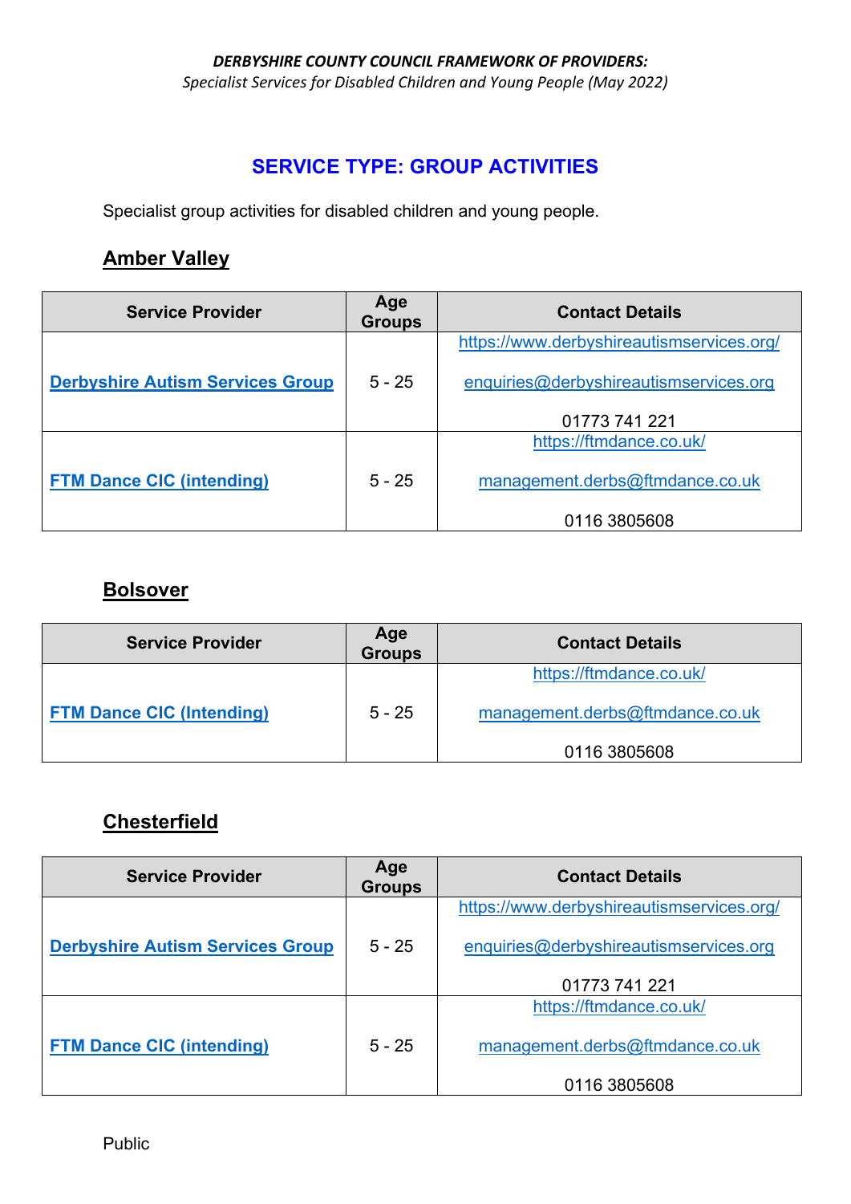*DERBYSHIRE COUNTY COUNCIL FRAMEWORK OF PROVIDERS:*
*Specialist Services for Disabled Children and Young People (May 2022)*

## SERVICE TYPE: GROUP ACTIVITIES

Specialist group activities for disabled children and young people.

### Amber Valley

| Service Provider | Age Groups | Contact Details |
|---|---|---|
| Derbyshire Autism Services Group | 5 - 25 | https://www.derbyshireautismservices.org/ <br> enquiries@derbyshireautismservices.org <br> 01773 741 221 |
| FTM Dance CIC (intending) | 5 - 25 | https://ftmdance.co.uk/ <br> management.derbs@ftmdance.co.uk <br> 0116 3805608 |

### Bolsover

| Service Provider | Age Groups | Contact Details |
|---|---|---|
| FTM Dance CIC (Intending) | 5 - 25 | https://ftmdance.co.uk/ <br> management.derbs@ftmdance.co.uk <br> 0116 3805608 |

### Chesterfield

| Service Provider | Age Groups | Contact Details |
|---|---|---|
| Derbyshire Autism Services Group | 5 - 25 | https://www.derbyshireautismservices.org/ <br> enquiries@derbyshireautismservices.org <br> 01773 741 221 |
| FTM Dance CIC (intending) | 5 - 25 | https://ftmdance.co.uk/ <br> management.derbs@ftmdance.co.uk <br> 0116 3805608 |

Public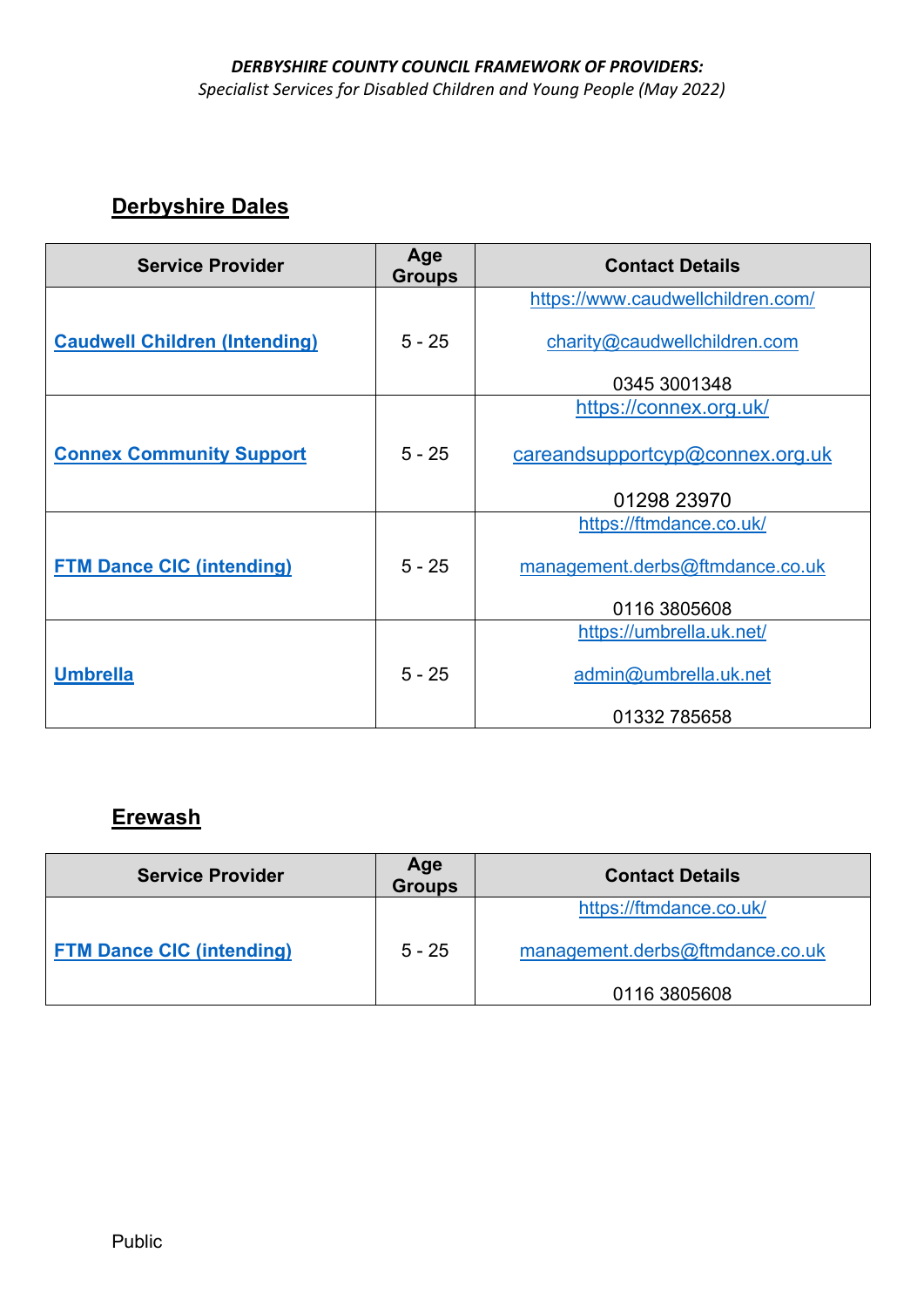***DERBYSHIRE COUNTY COUNCIL FRAMEWORK OF PROVIDERS:***
*Specialist Services for Disabled Children and Young People (May 2022)*

## Derbyshire Dales

| Service Provider | Age Groups | Contact Details |
|---|---|---|
| **Caudwell Children (Intending)** | 5 - 25 | https://www.caudwellchildren.com/ <br> charity@caudwellchildren.com <br> 0345 3001348 |
| **Connex Community Support** | 5 - 25 | https://connex.org.uk/ <br> careandsupportcyp@connex.org.uk <br> 01298 23970 |
| **FTM Dance CIC (intending)** | 5 - 25 | https://ftmdance.co.uk/ <br> management.derbs@ftmdance.co.uk <br> 0116 3805608 |
| **Umbrella** | 5 - 25 | https://umbrella.uk.net/ <br> admin@umbrella.uk.net <br> 01332 785658 |

## Erewash

| Service Provider | Age Groups | Contact Details |
|---|---|---|
| **FTM Dance CIC (intending)** | 5 - 25 | https://ftmdance.co.uk/ <br> management.derbs@ftmdance.co.uk <br> 0116 3805608 |

Public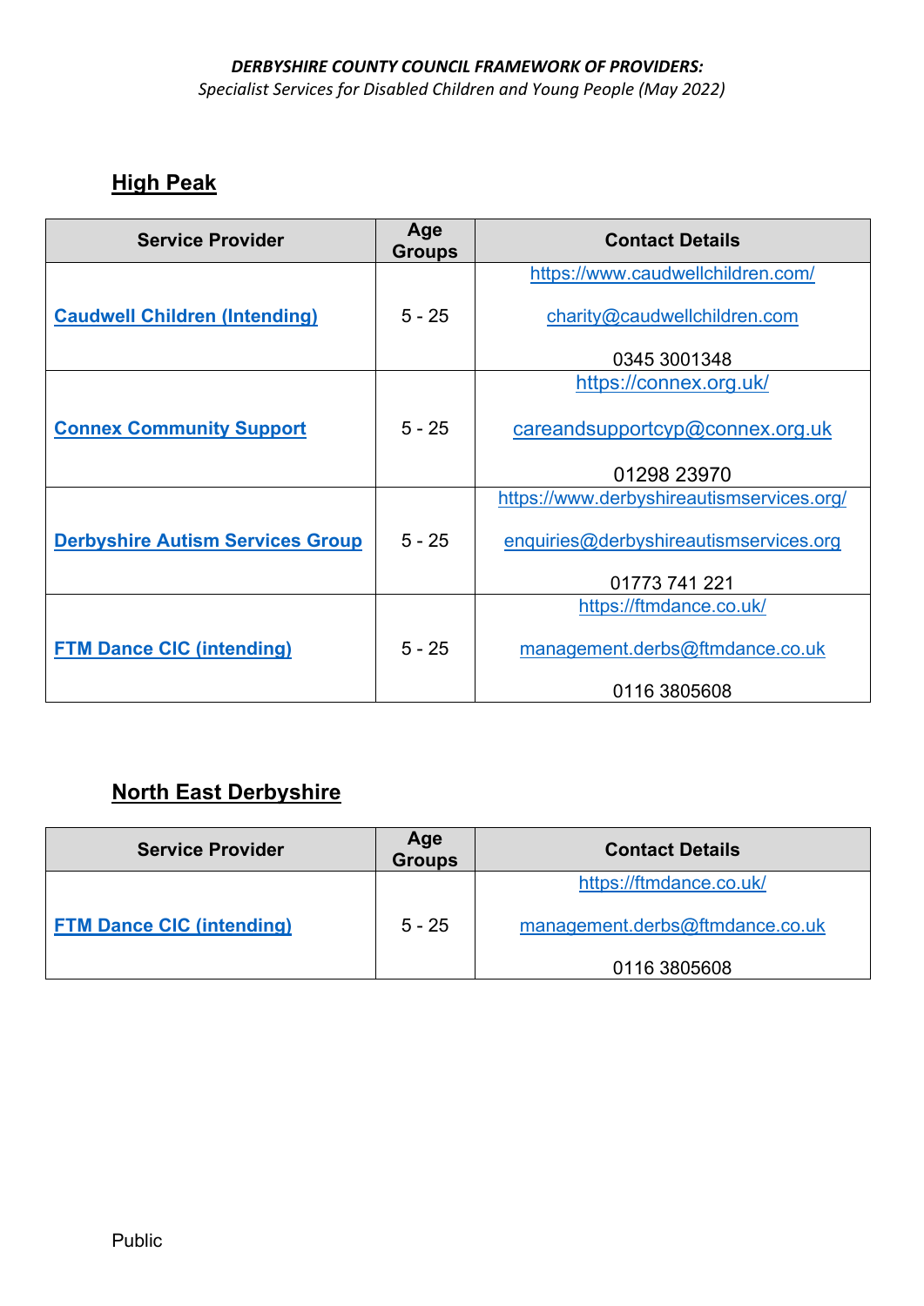*DERBYSHIRE COUNTY COUNCIL FRAMEWORK OF PROVIDERS:*
*Specialist Services for Disabled Children and Young People (May 2022)*

## High Peak

| Service Provider | Age Groups | Contact Details |
|---|---|---|
| Caudwell Children (Intending) | 5 - 25 | https://www.caudwellchildren.com/ charity@caudwellchildren.com 0345 3001348 |
| Connex Community Support | 5 - 25 | https://connex.org.uk/ careandsupportcyp@connex.org.uk 01298 23970 |
| Derbyshire Autism Services Group | 5 - 25 | https://www.derbyshireautismservices.org/ enquiries@derbyshireautismservices.org 01773 741 221 |
| FTM Dance CIC (intending) | 5 - 25 | https://ftmdance.co.uk/ management.derbs@ftmdance.co.uk 0116 3805608 |

## North East Derbyshire

| Service Provider | Age Groups | Contact Details |
|---|---|---|
| FTM Dance CIC (intending) | 5 - 25 | https://ftmdance.co.uk/ management.derbs@ftmdance.co.uk 0116 3805608 |

Public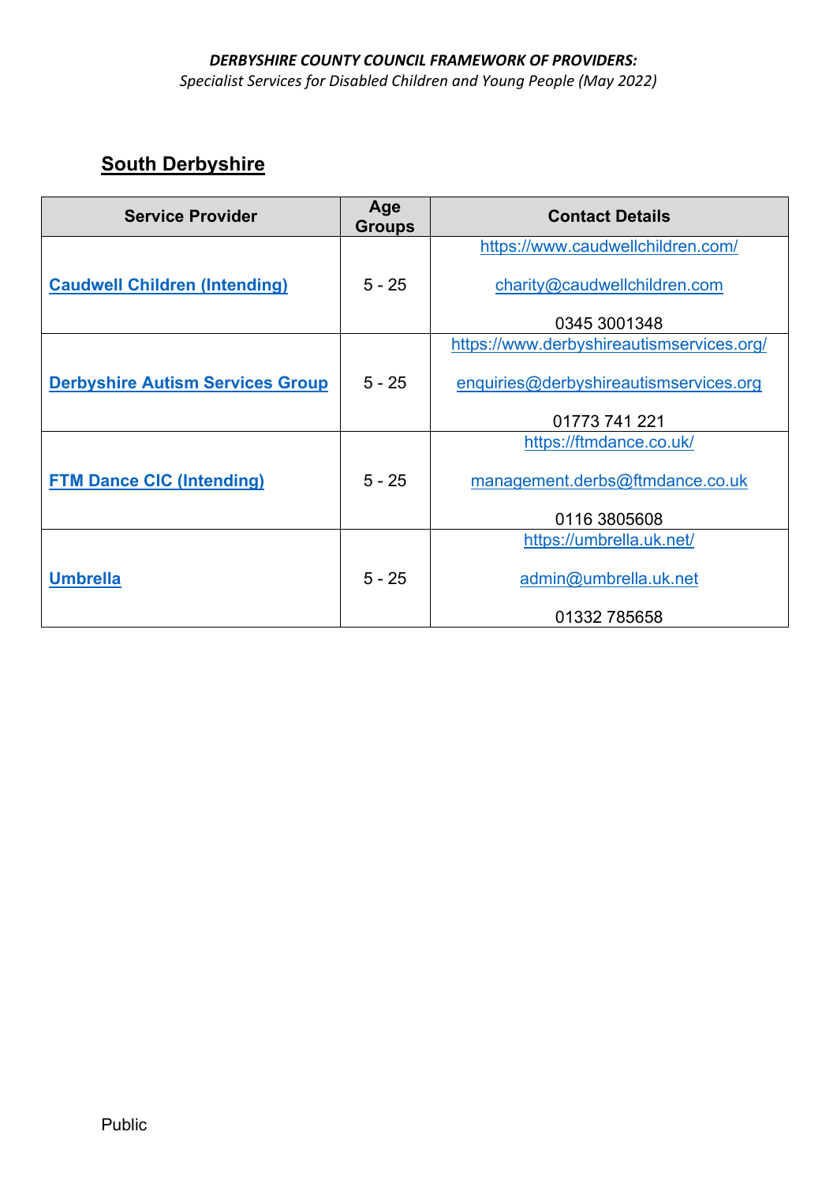## South Derbyshire

| Service Provider | Age Groups | Contact Details |
|---|---|---|
| **Caudwell Children (Intending)** | 5 - 25 | https://www.caudwellchildren.com/<br><br>charity@caudwellchildren.com<br><br>0345 3001348 |
| **Derbyshire Autism Services Group** | 5 - 25 | https://www.derbyshireautismservices.org/<br><br>enquiries@derbyshireautismservices.org<br><br>01773 741 221 |
| **FTM Dance CIC (Intending)** | 5 - 25 | https://ftmdance.co.uk/<br><br>management.derbs@ftmdance.co.uk<br><br>0116 3805608 |
| **Umbrella** | 5 - 25 | https://umbrella.uk.net/<br><br>admin@umbrella.uk.net<br><br>01332 785658 |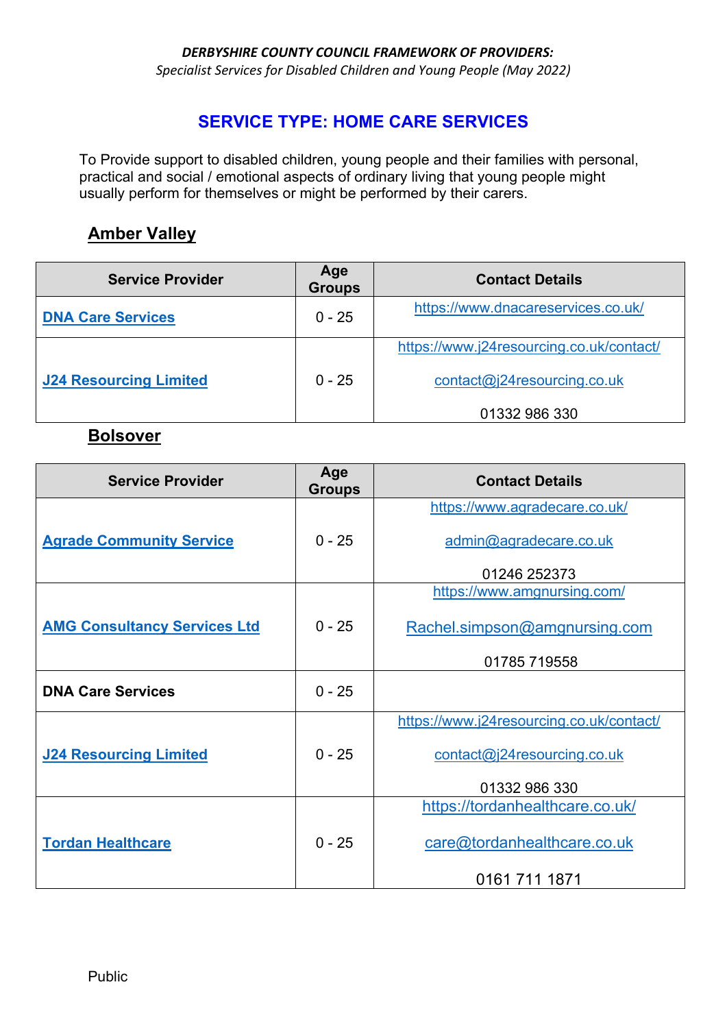*DERBYSHIRE COUNTY COUNCIL FRAMEWORK OF PROVIDERS:*
*Specialist Services for Disabled Children and Young People (May 2022)*

# SERVICE TYPE: HOME CARE SERVICES

To Provide support to disabled children, young people and their families with personal, practical and social / emotional aspects of ordinary living that young people might usually perform for themselves or might be performed by their carers.

## Amber Valley

| Service Provider | Age Groups | Contact Details |
|---|---|---|
| **DNA Care Services** | 0 - 25 | https://www.dnacareservices.co.uk/ |
| **J24 Resourcing Limited** | 0 - 25 | https://www.j24resourcing.co.uk/contact/<br>contact@j24resourcing.co.uk<br>01332 986 330 |

## Bolsover

| Service Provider | Age Groups | Contact Details |
|---|---|---|
| **Agrade Community Service** | 0 - 25 | https://www.agradecare.co.uk/<br>admin@agradecare.co.uk<br>01246 252373 |
| **AMG Consultancy Services Ltd** | 0 - 25 | https://www.amgnursing.com/<br>Rachel.simpson@amgnursing.com<br>01785 719558 |
| **DNA Care Services** | 0 - 25 | |
| **J24 Resourcing Limited** | 0 - 25 | https://www.j24resourcing.co.uk/contact/<br>contact@j24resourcing.co.uk<br>01332 986 330 |
| **Tordan Healthcare** | 0 - 25 | https://tordanhealthcare.co.uk/<br>care@tordanhealthcare.co.uk<br>0161 711 1871 |

Public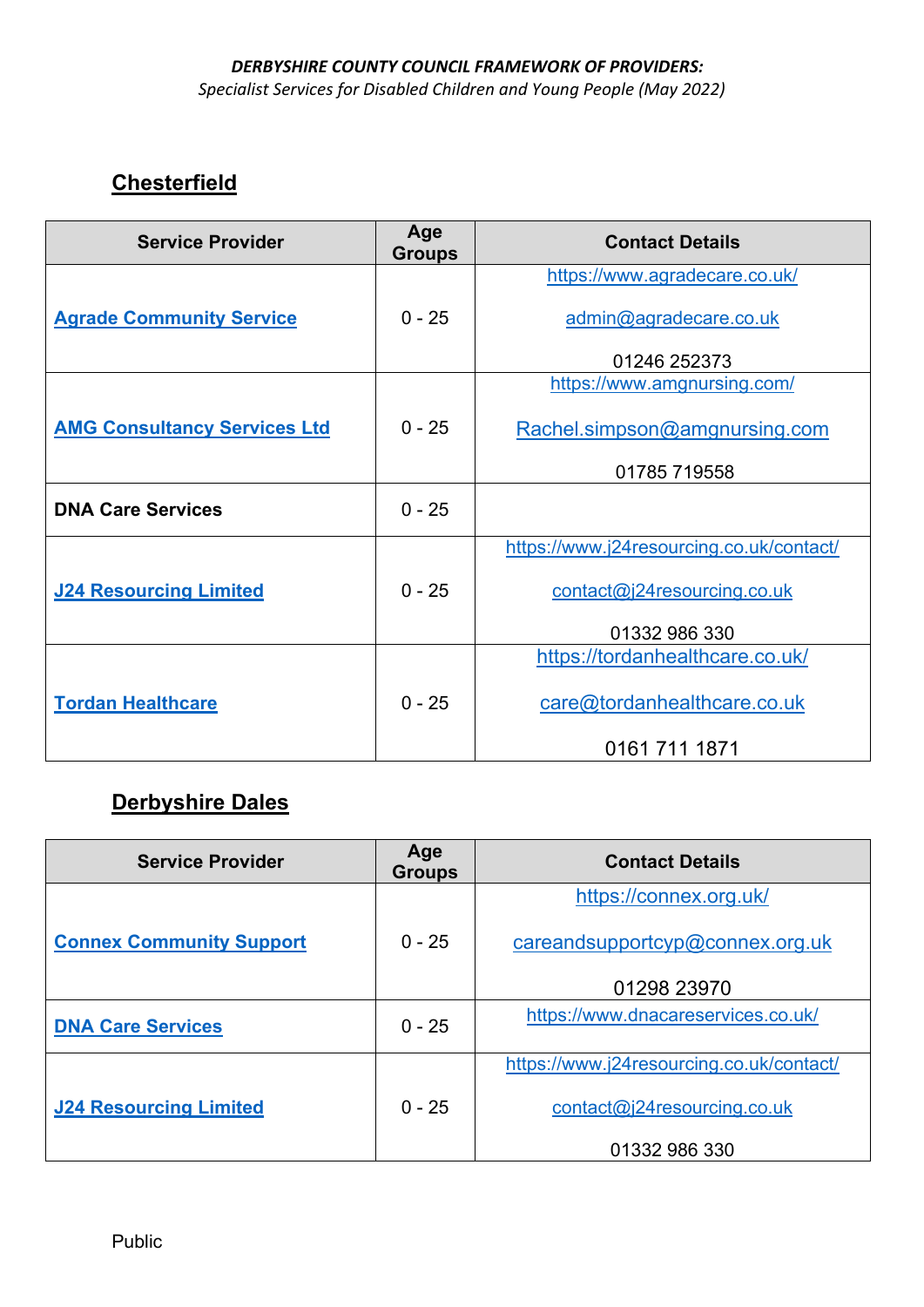*DERBYSHIRE COUNTY COUNCIL FRAMEWORK OF PROVIDERS:*
*Specialist Services for Disabled Children and Young People (May 2022)*

## Chesterfield

| Service Provider | Age Groups | Contact Details |
|---|---|---|
| Agrade Community Service | 0 - 25 | https://www.agradecare.co.uk/ <br> admin@agradecare.co.uk <br> 01246 252373 |
| AMG Consultancy Services Ltd | 0 - 25 | https://www.amgnursing.com/ <br> Rachel.simpson@amgnursing.com <br> 01785 719558 |
| DNA Care Services | 0 - 25 | |
| J24 Resourcing Limited | 0 - 25 | https://www.j24resourcing.co.uk/contact/ <br> contact@j24resourcing.co.uk <br> 01332 986 330 |
| Tordan Healthcare | 0 - 25 | https://tordanhealthcare.co.uk/ <br> care@tordanhealthcare.co.uk <br> 0161 711 1871 |

## Derbyshire Dales

| Service Provider | Age Groups | Contact Details |
|---|---|---|
| Connex Community Support | 0 - 25 | https://connex.org.uk/ <br> careandsupportcyp@connex.org.uk <br> 01298 23970 |
| DNA Care Services | 0 - 25 | https://www.dnacareservices.co.uk/ |
| J24 Resourcing Limited | 0 - 25 | https://www.j24resourcing.co.uk/contact/ <br> contact@j24resourcing.co.uk <br> 01332 986 330 |

Public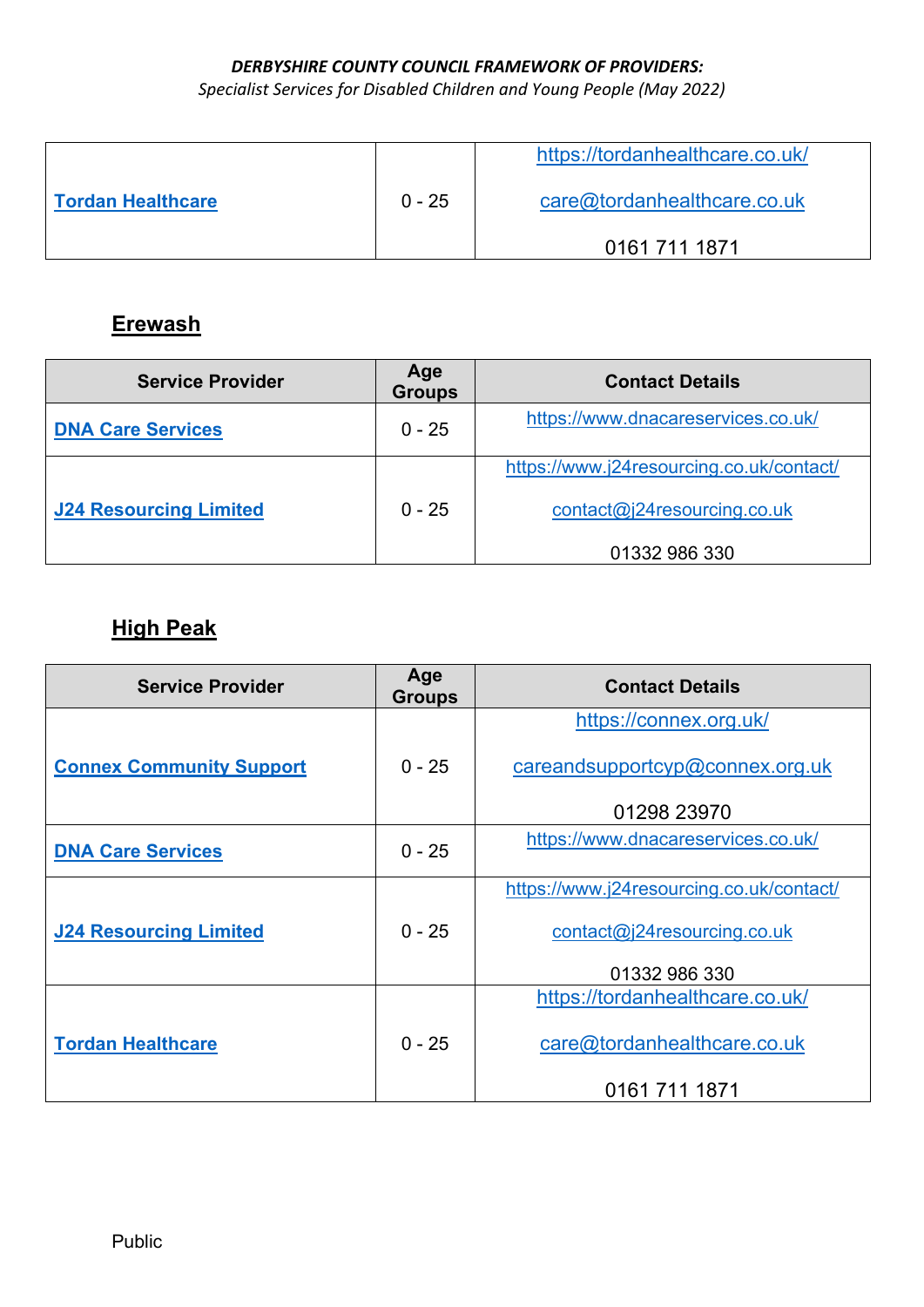| Tordan Healthcare | 0 - 25 | https://tordanhealthcare.co.uk/<br><br>care@tordanhealthcare.co.uk<br><br>0161 711 1871 |
|---|---|---|

## Erewash

| Service Provider | Age Groups | Contact Details |
|---|---|---|
| DNA Care Services | 0 - 25 | https://www.dnacareservices.co.uk/ |
| J24 Resourcing Limited | 0 - 25 | https://www.j24resourcing.co.uk/contact/<br><br>contact@j24resourcing.co.uk<br><br>01332 986 330 |

## High Peak

| Service Provider | Age Groups | Contact Details |
|---|---|---|
| Connex Community Support | 0 - 25 | https://connex.org.uk/<br><br>careandsupportcyp@connex.org.uk<br><br>01298 23970 |
| DNA Care Services | 0 - 25 | https://www.dnacareservices.co.uk/ |
| J24 Resourcing Limited | 0 - 25 | https://www.j24resourcing.co.uk/contact/<br><br>contact@j24resourcing.co.uk<br><br>01332 986 330 |
| Tordan Healthcare | 0 - 25 | https://tordanhealthcare.co.uk/<br><br>care@tordanhealthcare.co.uk<br><br>0161 711 1871 |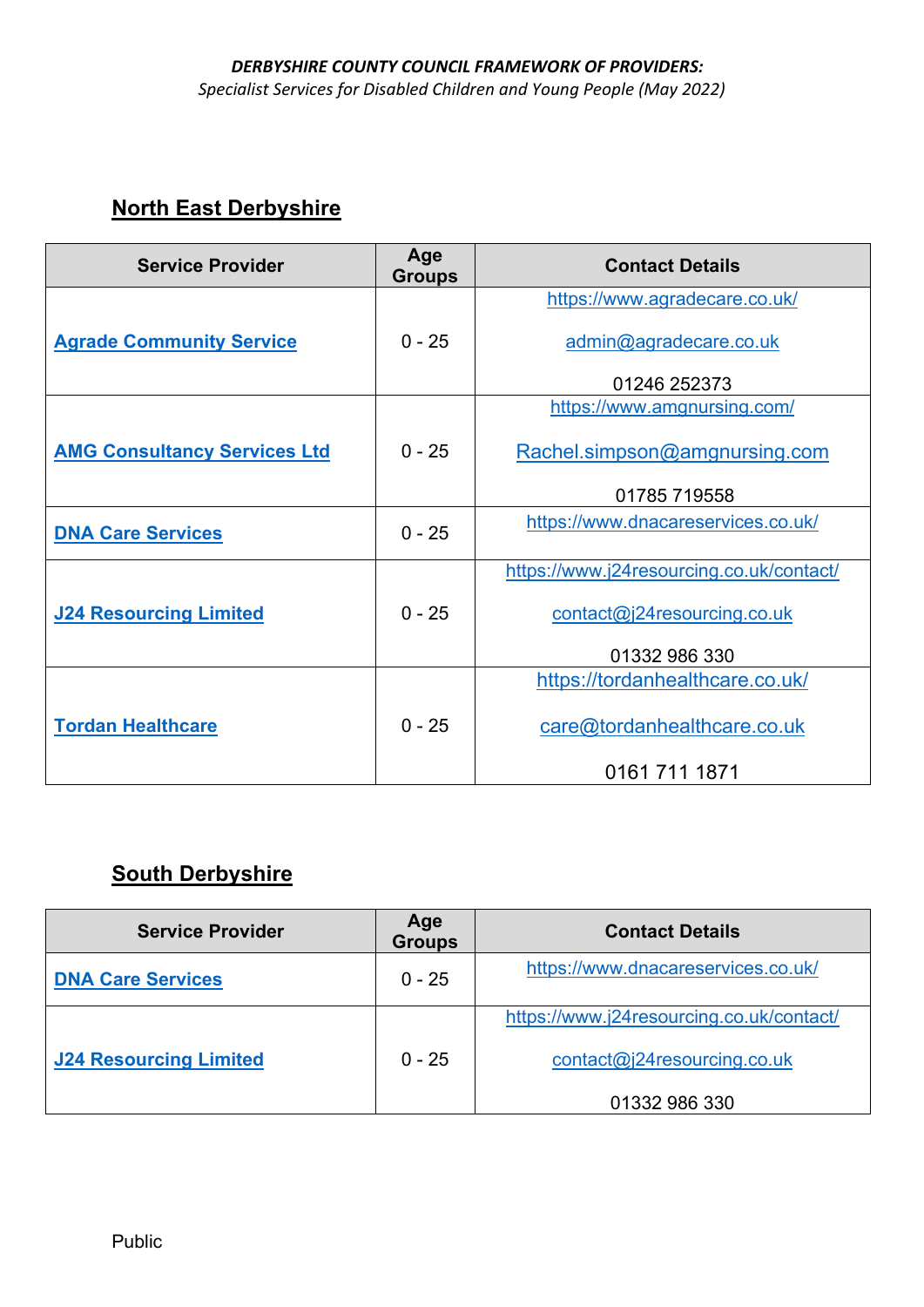***DERBYSHIRE COUNTY COUNCIL FRAMEWORK OF PROVIDERS:***
*Specialist Services for Disabled Children and Young People (May 2022)*

## North East Derbyshire

| Service Provider | Age Groups | Contact Details |
|---|---|---|
| **Agrade Community Service** | 0 - 25 | https://www.agradecare.co.uk/ <br> admin@agradecare.co.uk <br> 01246 252373 |
| **AMG Consultancy Services Ltd** | 0 - 25 | https://www.amgnursing.com/ <br> Rachel.simpson@amgnursing.com <br> 01785 719558 |
| **DNA Care Services** | 0 - 25 | https://www.dnacareservices.co.uk/ |
| **J24 Resourcing Limited** | 0 - 25 | https://www.j24resourcing.co.uk/contact/ <br> contact@j24resourcing.co.uk <br> 01332 986 330 |
| **Tordan Healthcare** | 0 - 25 | https://tordanhealthcare.co.uk/ <br> care@tordanhealthcare.co.uk <br> 0161 711 1871 |

## South Derbyshire

| Service Provider | Age Groups | Contact Details |
|---|---|---|
| **DNA Care Services** | 0 - 25 | https://www.dnacareservices.co.uk/ |
| **J24 Resourcing Limited** | 0 - 25 | https://www.j24resourcing.co.uk/contact/ <br> contact@j24resourcing.co.uk <br> 01332 986 330 |

Public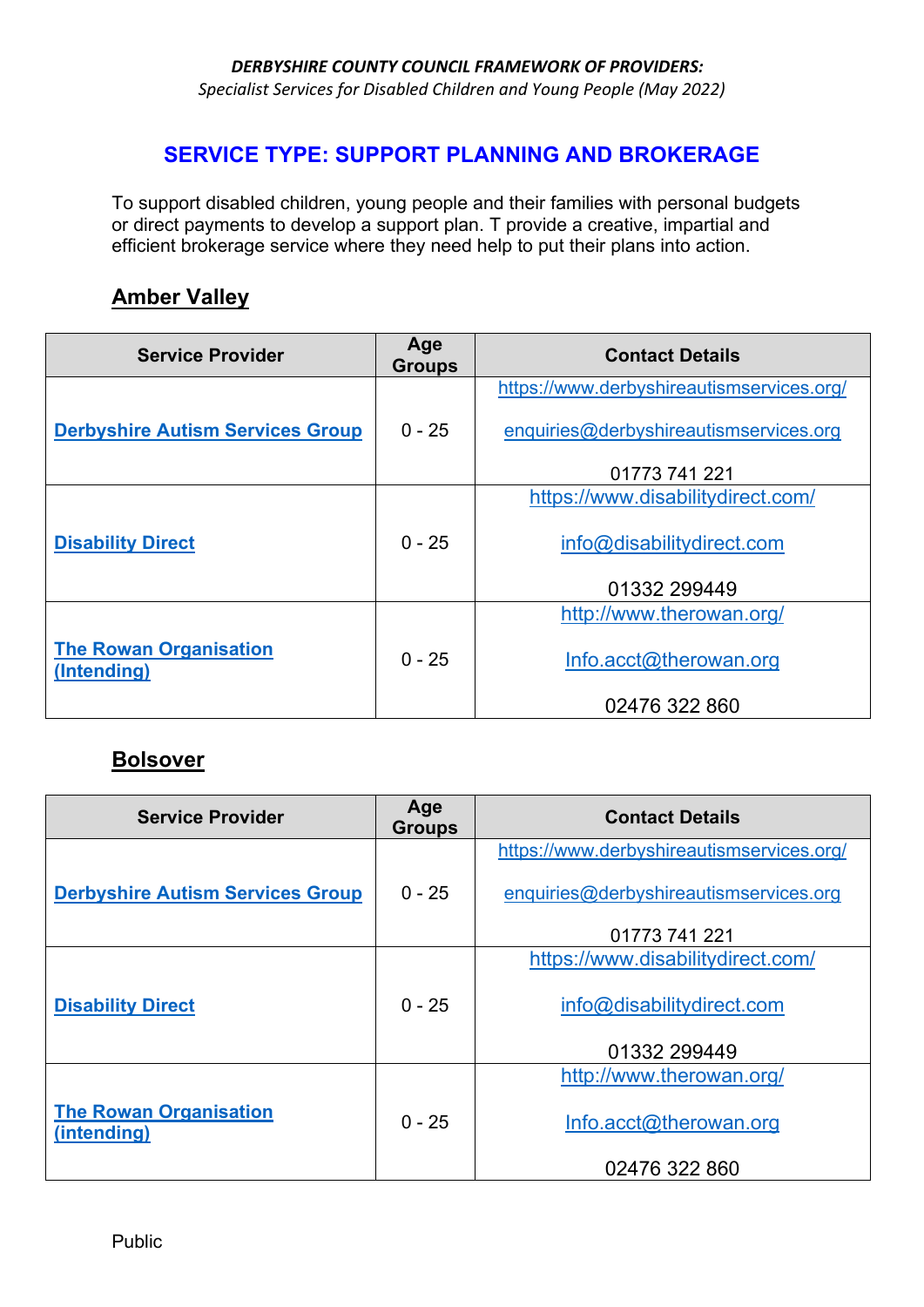*DERBYSHIRE COUNTY COUNCIL FRAMEWORK OF PROVIDERS:*
*Specialist Services for Disabled Children and Young People (May 2022)*

## SERVICE TYPE: SUPPORT PLANNING AND BROKERAGE

To support disabled children, young people and their families with personal budgets or direct payments to develop a support plan. T provide a creative, impartial and efficient brokerage service where they need help to put their plans into action.

### Amber Valley

| Service Provider | Age Groups | Contact Details |
|---|---|---|
| Derbyshire Autism Services Group | 0 - 25 | https://www.derbyshireautismservices.org/ enquiries@derbyshireautismservices.org 01773 741 221 |
| Disability Direct | 0 - 25 | https://www.disabilitydirect.com/ info@disabilitydirect.com 01332 299449 |
| The Rowan Organisation (Intending) | 0 - 25 | http://www.therowan.org/ Info.acct@therowan.org 02476 322 860 |

### Bolsover

| Service Provider | Age Groups | Contact Details |
|---|---|---|
| Derbyshire Autism Services Group | 0 - 25 | https://www.derbyshireautismservices.org/ enquiries@derbyshireautismservices.org 01773 741 221 |
| Disability Direct | 0 - 25 | https://www.disabilitydirect.com/ info@disabilitydirect.com 01332 299449 |
| The Rowan Organisation (intending) | 0 - 25 | http://www.therowan.org/ Info.acct@therowan.org 02476 322 860 |

Public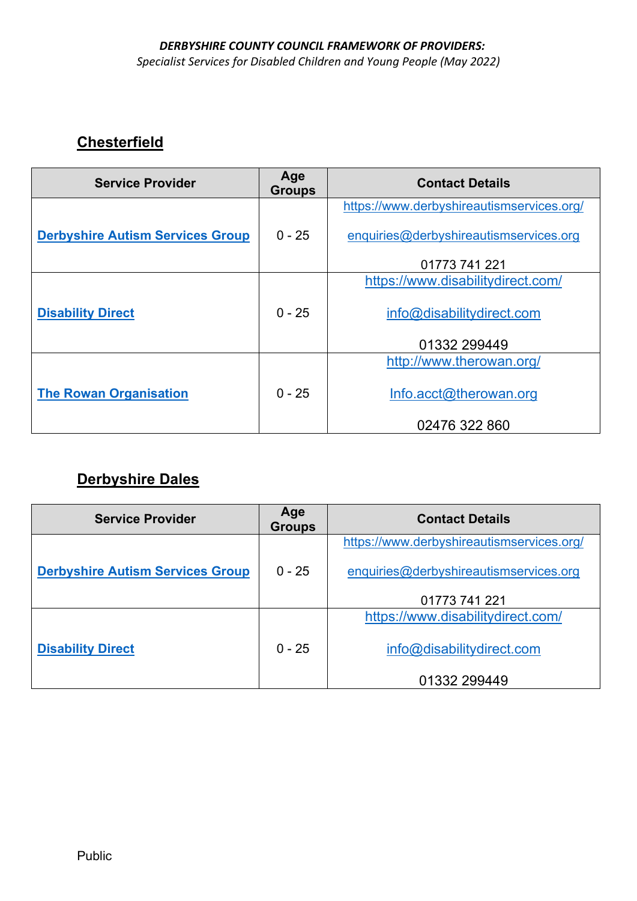***DERBYSHIRE COUNTY COUNCIL FRAMEWORK OF PROVIDERS:***
*Specialist Services for Disabled Children and Young People (May 2022)*

## Chesterfield

| Service Provider | Age Groups | Contact Details |
|---|---|---|
| **Derbyshire Autism Services Group** | 0 - 25 | https://www.derbyshireautismservices.org/ <br> enquiries@derbyshireautismservices.org <br> 01773 741 221 |
| **Disability Direct** | 0 - 25 | https://www.disabilitydirect.com/ <br> info@disabilitydirect.com <br> 01332 299449 |
| **The Rowan Organisation** | 0 - 25 | http://www.therowan.org/ <br> Info.acct@therowan.org <br> 02476 322 860 |

## Derbyshire Dales

| Service Provider | Age Groups | Contact Details |
|---|---|---|
| **Derbyshire Autism Services Group** | 0 - 25 | https://www.derbyshireautismservices.org/ <br> enquiries@derbyshireautismservices.org <br> 01773 741 221 |
| **Disability Direct** | 0 - 25 | https://www.disabilitydirect.com/ <br> info@disabilitydirect.com <br> 01332 299449 |

Public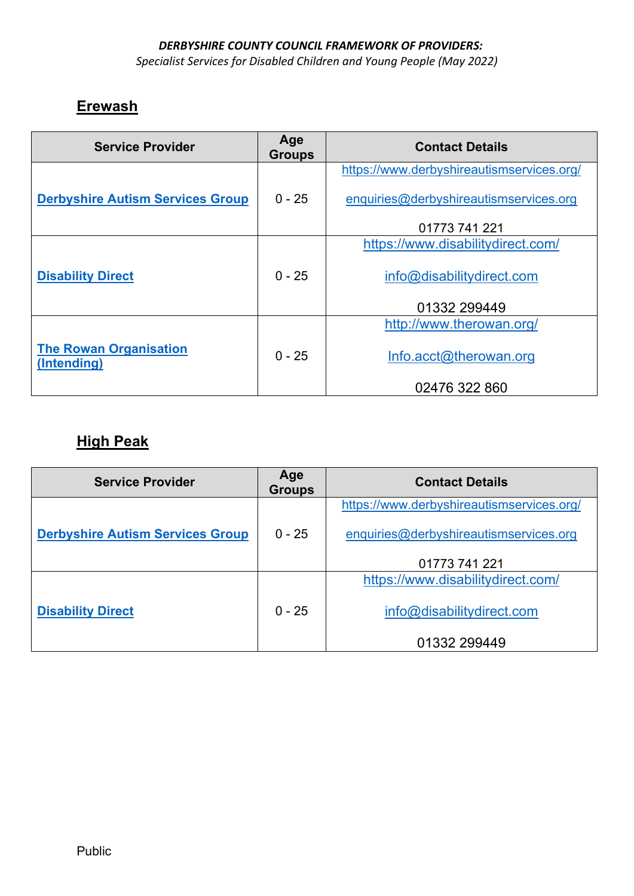***DERBYSHIRE COUNTY COUNCIL FRAMEWORK OF PROVIDERS:***
*Specialist Services for Disabled Children and Young People (May 2022)*

## Erewash

| Service Provider | Age Groups | Contact Details |
|---|---|---|
| **Derbyshire Autism Services Group** | 0 - 25 | https://www.derbyshireautismservices.org/<br><br>enquiries@derbyshireautismservices.org<br><br>01773 741 221 |
| **Disability Direct** | 0 - 25 | https://www.disabilitydirect.com/<br><br>info@disabilitydirect.com<br><br>01332 299449 |
| **The Rowan Organisation (Intending)** | 0 - 25 | http://www.therowan.org/<br><br>Info.acct@therowan.org<br><br>02476 322 860 |

## High Peak

| Service Provider | Age Groups | Contact Details |
|---|---|---|
| **Derbyshire Autism Services Group** | 0 - 25 | https://www.derbyshireautismservices.org/<br><br>enquiries@derbyshireautismservices.org<br><br>01773 741 221 |
| **Disability Direct** | 0 - 25 | https://www.disabilitydirect.com/<br><br>info@disabilitydirect.com<br><br>01332 299449 |

Public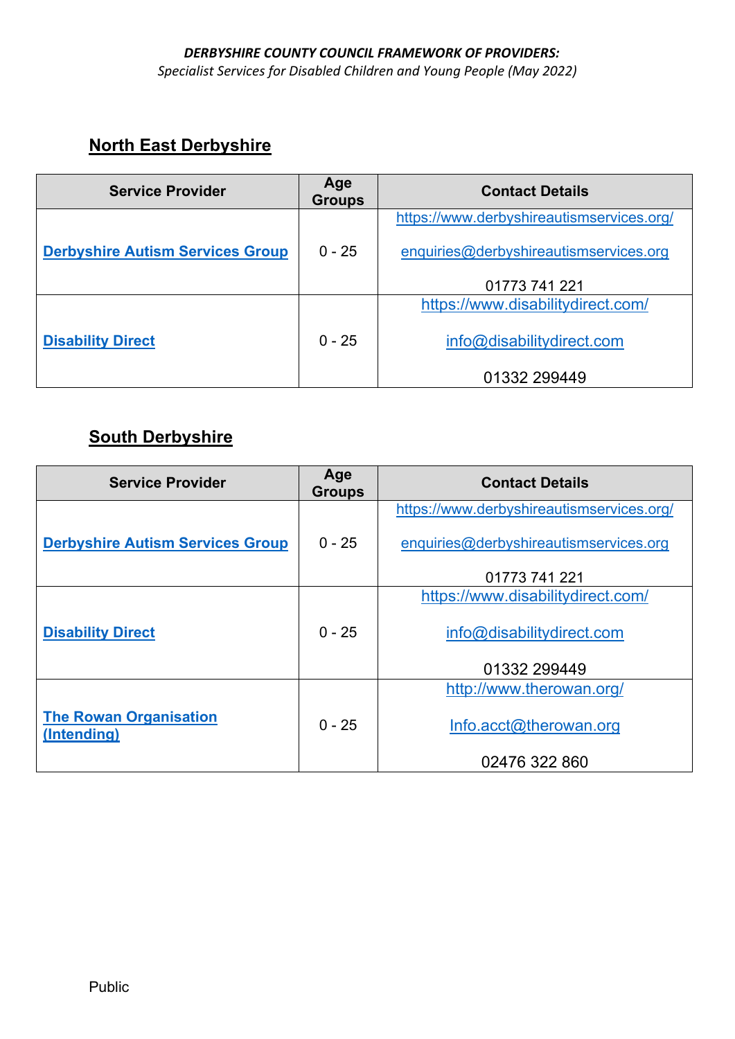*DERBYSHIRE COUNTY COUNCIL FRAMEWORK OF PROVIDERS:*
*Specialist Services for Disabled Children and Young People (May 2022)*

## North East Derbyshire

| Service Provider | Age Groups | Contact Details |
|---|---|---|
| **Derbyshire Autism Services Group** | 0 - 25 | https://www.derbyshireautismservices.org/<br><br>enquiries@derbyshireautismservices.org<br><br>01773 741 221 |
| **Disability Direct** | 0 - 25 | https://www.disabilitydirect.com/<br><br>info@disabilitydirect.com<br><br>01332 299449 |

## South Derbyshire

| Service Provider | Age Groups | Contact Details |
|---|---|---|
| **Derbyshire Autism Services Group** | 0 - 25 | https://www.derbyshireautismservices.org/<br><br>enquiries@derbyshireautismservices.org<br><br>01773 741 221 |
| **Disability Direct** | 0 - 25 | https://www.disabilitydirect.com/<br><br>info@disabilitydirect.com<br><br>01332 299449 |
| **The Rowan Organisation (Intending)** | 0 - 25 | http://www.therowan.org/<br><br>Info.acct@therowan.org<br><br>02476 322 860 |

Public